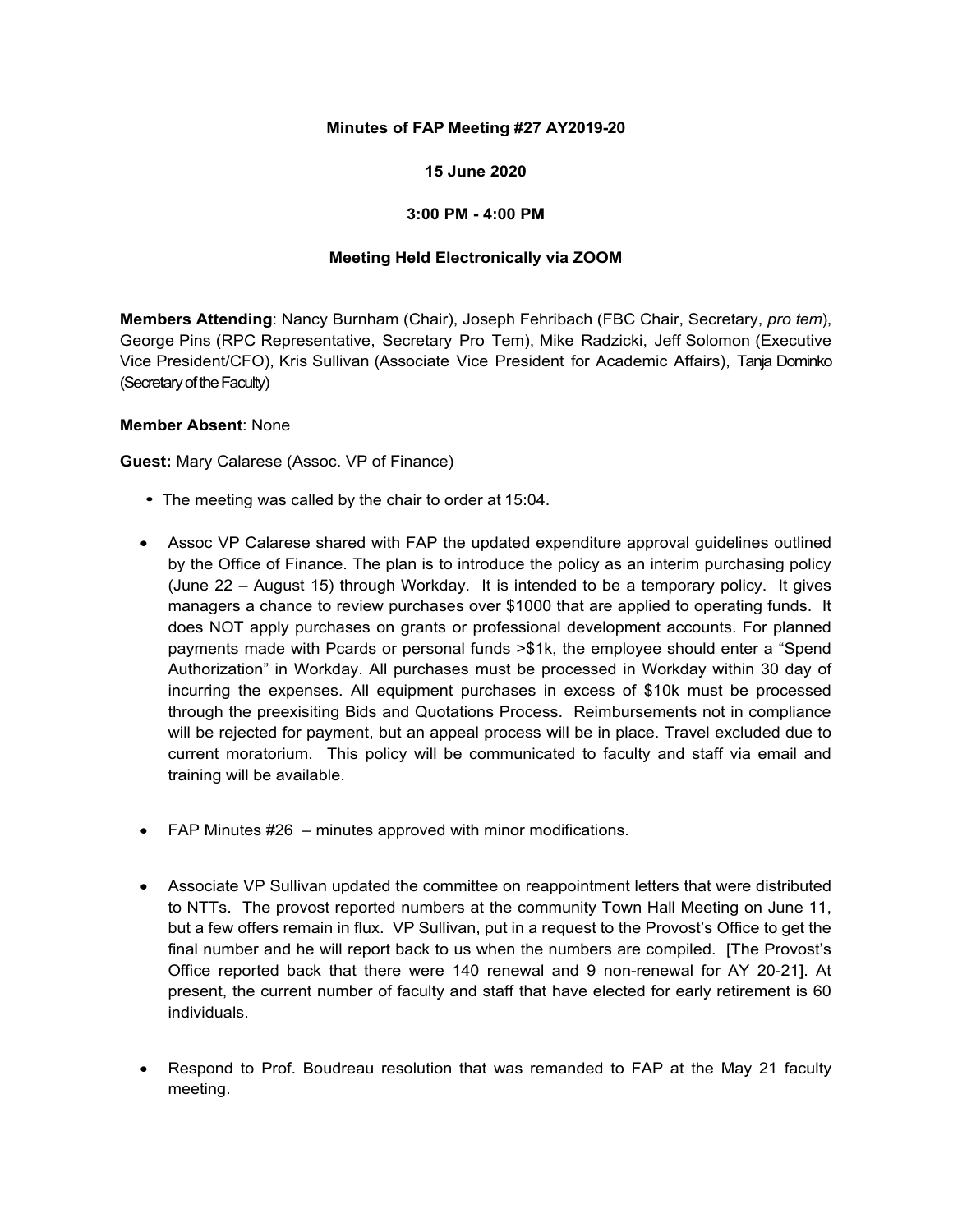**Minutes of FAP Meeting #27 AY2019-20**

**15 June 2020**

**3:00 PM - 4:00 PM**

**Meeting Held Electronically via ZOOM**

**Members Attending**: Nancy Burnham (Chair), Joseph Fehribach (FBC Chair, Secretary, *pro tem*), George Pins (RPC Representative, Secretary Pro Tem), Mike Radzicki, Jeff Solomon (Executive Vice President/CFO), Kris Sullivan (Associate Vice President for Academic Affairs), Tanja Dominko (Secretary of the Faculty)

**Member Absent**: None

**Guest:** Mary Calarese (Assoc. VP of Finance)

- The meeting was called by the chair to order at 15:04.

- Assoc VP Calarese shared with FAP the updated expenditure approval guidelines outlined by the Office of Finance. The plan is to introduce the policy as an interim purchasing policy (June 22 – August 15) through Workday. It is intended to be a temporary policy. It gives managers a chance to review purchases over $1000 that are applied to operating funds. It does NOT apply purchases on grants or professional development accounts. For planned payments made with Pcards or personal funds >$1k, the employee should enter a "Spend Authorization" in Workday. All purchases must be processed in Workday within 30 day of incurring the expenses. All equipment purchases in excess of $10k must be processed through the preexisiting Bids and Quotations Process. Reimbursements not in compliance will be rejected for payment, but an appeal process will be in place. Travel excluded due to current moratorium. This policy will be communicated to faculty and staff via email and training will be available.

- FAP Minutes #26 – minutes approved with minor modifications.

- Associate VP Sullivan updated the committee on reappointment letters that were distributed to NTTs. The provost reported numbers at the community Town Hall Meeting on June 11, but a few offers remain in flux. VP Sullivan, put in a request to the Provost's Office to get the final number and he will report back to us when the numbers are compiled. [The Provost's Office reported back that there were 140 renewal and 9 non-renewal for AY 20-21]. At present, the current number of faculty and staff that have elected for early retirement is 60 individuals.

- Respond to Prof. Boudreau resolution that was remanded to FAP at the May 21 faculty meeting.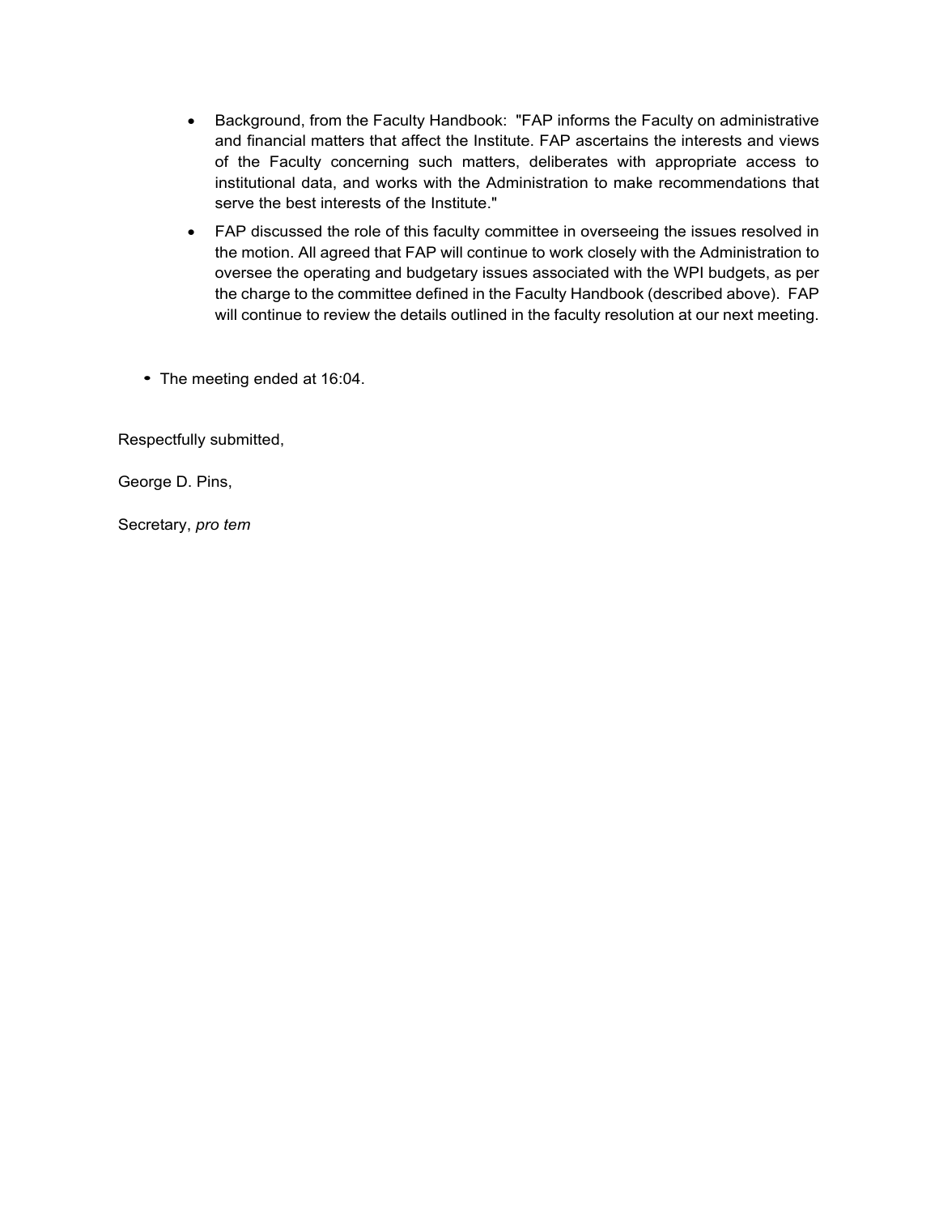- Background, from the Faculty Handbook: "FAP informs the Faculty on administrative and financial matters that affect the Institute. FAP ascertains the interests and views of the Faculty concerning such matters, deliberates with appropriate access to institutional data, and works with the Administration to make recommendations that serve the best interests of the Institute."
- FAP discussed the role of this faculty committee in overseeing the issues resolved in the motion. All agreed that FAP will continue to work closely with the Administration to oversee the operating and budgetary issues associated with the WPI budgets, as per the charge to the committee defined in the Faculty Handbook (described above). FAP will continue to review the details outlined in the faculty resolution at our next meeting.

- The meeting ended at 16:04.

Respectfully submitted,

George D. Pins,

Secretary, *pro tem*